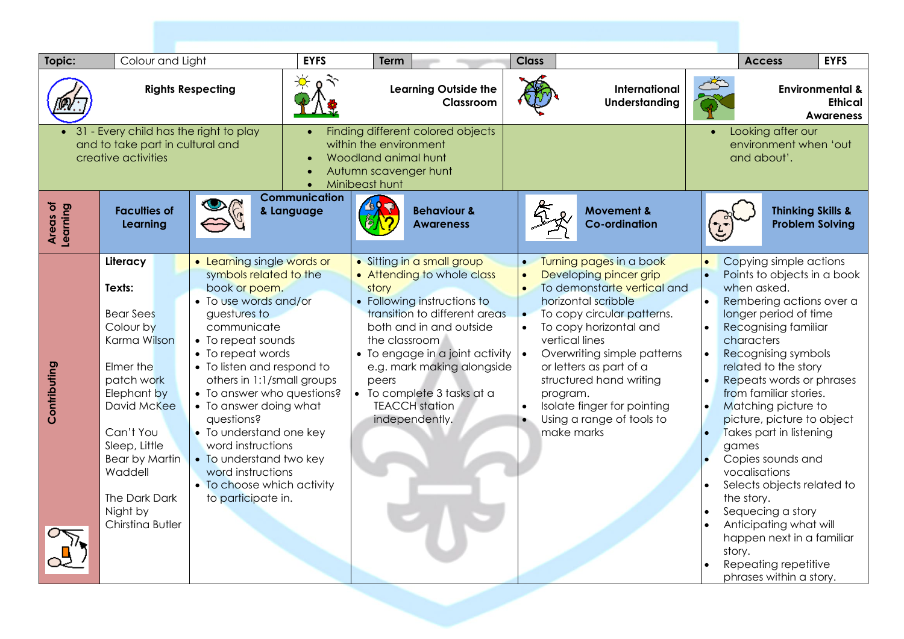| Topic: | Colour and Light | EYFS | Term | Class | | Access | EYFS |
|---|---|---|---|---|---|---|---|

| Rights Respecting | Learning Outside the Classroom | International Understanding | Environmental & Ethical Awareness |
|---|---|---|---|
| • 31 - Every child has the right to play and to take part in cultural and creative activities | • Finding different colored objects within the environment<br>• Woodland animal hunt<br>• Autumn scavenger hunt<br>• Minibeast hunt | | • Looking after our environment when 'out and about'. |

| Areas of Learning | Faculties of Learning | Communication & Language | Behaviour & Awareness | Movement & Co-ordination | Thinking Skills & Problem Solving |
|---|---|---|---|---|---|
| Contributing | **Literacy**<br><br>**Texts:**<br><br>Bear Sees Colour by Karma Wilson<br><br>Elmer the patch work Elephant by David McKee<br><br>Can't You Sleep, Little Bear by Martin Waddell<br><br>The Dark Dark Night by Chirstina Butler | • Learning single words or symbols related to the book or poem.<br>• To use words and/or guestures to communicate<br>• To repeat sounds<br>• To repeat words<br>• To listen and respond to others in 1:1/small groups<br>• To answer who questions?<br>• To answer doing what questions?<br>• To understand one key word instructions<br>• To understand two key word instructions<br>• To choose which activity to participate in. | • Sitting in a small group<br>• Attending to whole class story<br>• Following instructions to transition to different areas both and in and outside the classroom<br>• To engage in a joint activity e.g. mark making alongside peers<br>• To complete 3 tasks at a TEACCH station independently. | • Turning pages in a book<br>• Developing pincer grip<br>• To demonstarte vertical and horizontal scribble<br>• To copy circular patterns.<br>• To copy horizontal and vertical lines<br>• Overwriting simple patterns or letters as part of a structured hand writing program.<br>• Isolate finger for pointing<br>• Using a range of tools to make marks | • Copying simple actions<br>• Points to objects in a book when asked.<br>• Rembering actions over a longer period of time<br>• Recognising familiar characters<br>• Recognising symbols related to the story<br>• Repeats words or phrases from familiar stories.<br>• Matching picture to picture, picture to object<br>• Takes part in listening games<br>• Copies sounds and vocalisations<br>• Selects objects related to the story.<br>• Sequecing a story<br>• Anticipating what will happen next in a familiar story.<br>• Repeating repetitive phrases within a story. |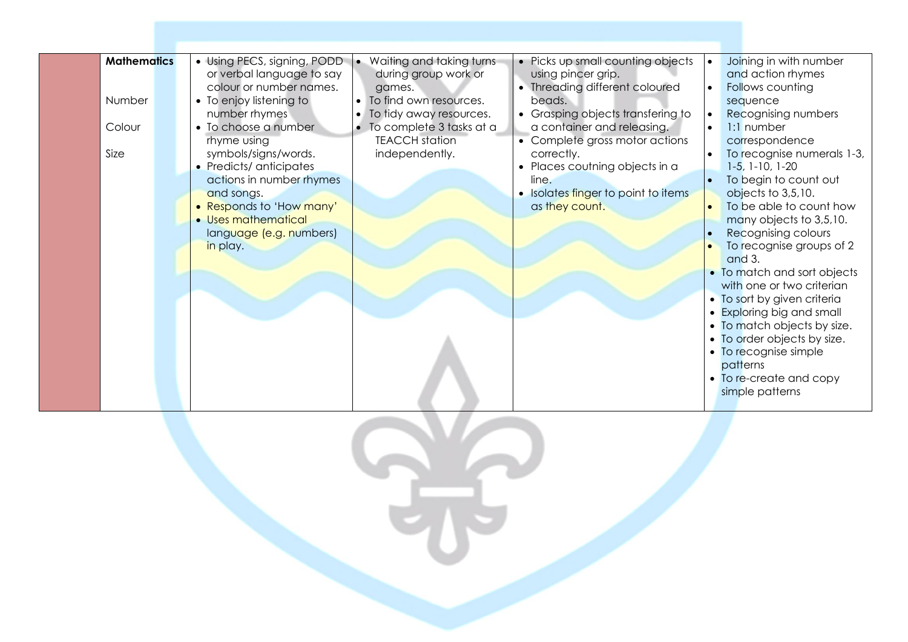|  | **Mathematics**<br><br>Number<br><br>Colour<br><br>Size | • Using PECS, signing, PODD or verbal language to say colour or number names.<br>• To enjoy listening to number rhymes<br>• To choose a number rhyme using symbols/signs/words.<br>• Predicts/ anticipates actions in number rhymes and songs.<br>• Responds to 'How many'<br>• Uses mathematical language (e.g. numbers) in play. | • Waiting and taking turns during group work or games.<br>• To find own resources.<br>• To tidy away resources.<br>• To complete 3 tasks at a TEACCH station independently. | • Picks up small counting objects using pincer grip.<br>• Threading different coloured beads.<br>• Grasping objects transfering to a container and releasing.<br>• Complete gross motor actions correctly.<br>• Places coutning objects in a line.<br>• Isolates finger to point to items as they count. | • Joining in with number and action rhymes<br>• Follows counting sequence<br>• Recognising numbers<br>• 1:1 number correspondence<br>• To recognise numerals 1-3, 1-5, 1-10, 1-20<br>• To begin to count out objects to 3,5,10.<br>• To be able to count how many objects to 3,5,10.<br>• Recognising colours<br>• To recognise groups of 2 and 3.<br>• To match and sort objects with one or two criterian<br>• To sort by given criteria<br>• Exploring big and small<br>• To match objects by size.<br>• To order objects by size.<br>• To recognise simple patterns<br>• To re-create and copy simple patterns |
|---|---|---|---|---|---|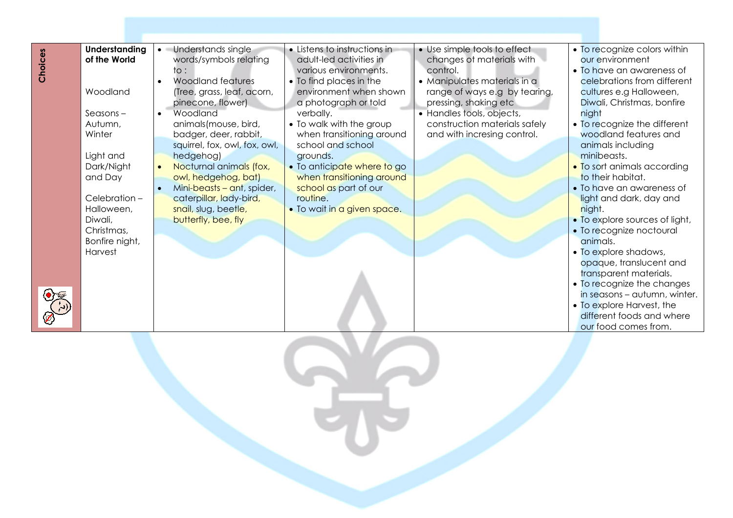| Choices | Understanding of the World<br><br>Woodland<br><br>Seasons – Autumn, Winter<br><br>Light and Dark/Night and Day<br><br>Celebration – Halloween, Diwali, Christmas, Bonfire night, Harvest | • Understands single words/symbols relating to :<br>• Woodland features (Tree, grass, leaf, acorn, pinecone, flower)<br>• Woodland animals(mouse, bird, badger, deer, rabbit, squirrel, fox, owl, fox, owl, hedgehog)<br>• Nocturnal animals (fox, owl, hedgehog, bat)<br>• Mini-beasts – ant, spider, caterpillar, lady-bird, snail, slug, beetle, butterfly, bee, fly | • Listens to instructions in adult-led activities in various environments.<br>• To find places in the environment when shown a photograph or told verbally.<br>• To walk with the group when transitioning around school and school grounds.<br>• To anticipate where to go when transitioning around school as part of our routine.<br>• To wait in a given space. | • Use simple tools to effect changes ot materials with control.<br>• Manipulates materials in a range of ways e.g by tearing, pressing, shaking etc<br>• Handles tools, objects, construction materials safely and with incresing control. | • To recognize colors within our environment<br>• To have an awareness of celebrations from different cultures e.g Halloween, Diwali, Christmas, bonfire night<br>• To recognize the different woodland features and animals including minibeasts.<br>• To sort animals according to their habitat.<br>• To have an awareness of light and dark, day and night.<br>• To explore sources of light,<br>• To recognize noctoural animals.<br>• To explore shadows, opaque, translucent and transparent materials.<br>• To recognize the changes in seasons – autumn, winter.<br>• To explore Harvest, the different foods and where our food comes from. |
|---|---|---|---|---|---|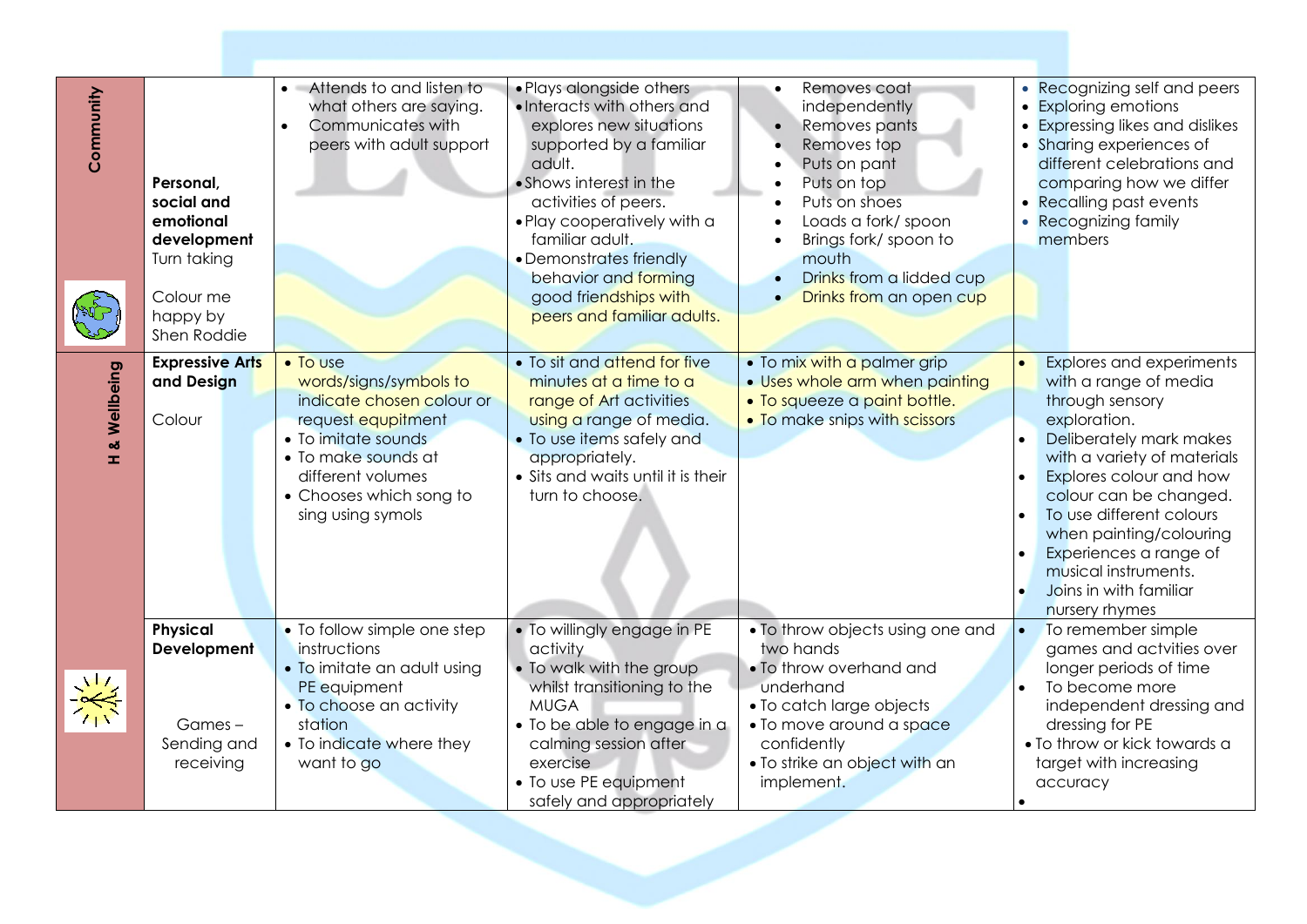| | | | | | |
|---|---|---|---|---|---|
| Community | **Personal, social and emotional development**<br>Turn taking<br><br>Colour me happy by Shen Roddie | • Attends to and listen to what others are saying.<br>• Communicates with peers with adult support | • Plays alongside others<br>• Interacts with others and explores new situations supported by a familiar adult.<br>• Shows interest in the activities of peers.<br>• Play cooperatively with a familiar adult.<br>• Demonstrates friendly behavior and forming good friendships with peers and familiar adults. | • Removes coat independently<br>• Removes pants<br>• Removes top<br>• Puts on pant<br>• Puts on top<br>• Puts on shoes<br>• Loads a fork/ spoon<br>• Brings fork/ spoon to mouth<br>• Drinks from a lidded cup<br>• Drinks from an open cup | • Recognizing self and peers<br>• Exploring emotions<br>• Expressing likes and dislikes<br>• Sharing experiences of different celebrations and comparing how we differ<br>• Recalling past events<br>• Recognizing family members |
| H & Wellbeing | **Expressive Arts and Design**<br><br>Colour | • To use words/signs/symbols to indicate chosen colour or request equpitment<br>• To imitate sounds<br>• To make sounds at different volumes<br>• Chooses which song to sing using symols | • To sit and attend for five minutes at a time to a range of Art activities using a range of media.<br>• To use items safely and appropriately.<br>• Sits and waits until it is their turn to choose. | • To mix with a palmer grip<br>• Uses whole arm when painting<br>• To squeeze a paint bottle.<br>• To make snips with scissors | • Explores and experiments with a range of media through sensory exploration.<br>• Deliberately mark makes with a variety of materials<br>• Explores colour and how colour can be changed.<br>• To use different colours when painting/colouring<br>• Experiences a range of musical instruments.<br>• Joins in with familiar nursery rhymes |
| | **Physical Development**<br><br>Games – Sending and receiving | • To follow simple one step instructions<br>• To imitate an adult using PE equipment<br>• To choose an activity station<br>• To indicate where they want to go | • To willingly engage in PE activity<br>• To walk with the group whilst transitioning to the MUGA<br>• To be able to engage in a calming session after exercise<br>• To use PE equipment safely and appropriately | • To throw objects using one and two hands<br>• To throw overhand and underhand<br>• To catch large objects<br>• To move around a space confidently<br>• To strike an object with an implement. | • To remember simple games and actvities over longer periods of time<br>• To become more independent dressing and dressing for PE<br>• To throw or kick towards a target with increasing accuracy<br>• |